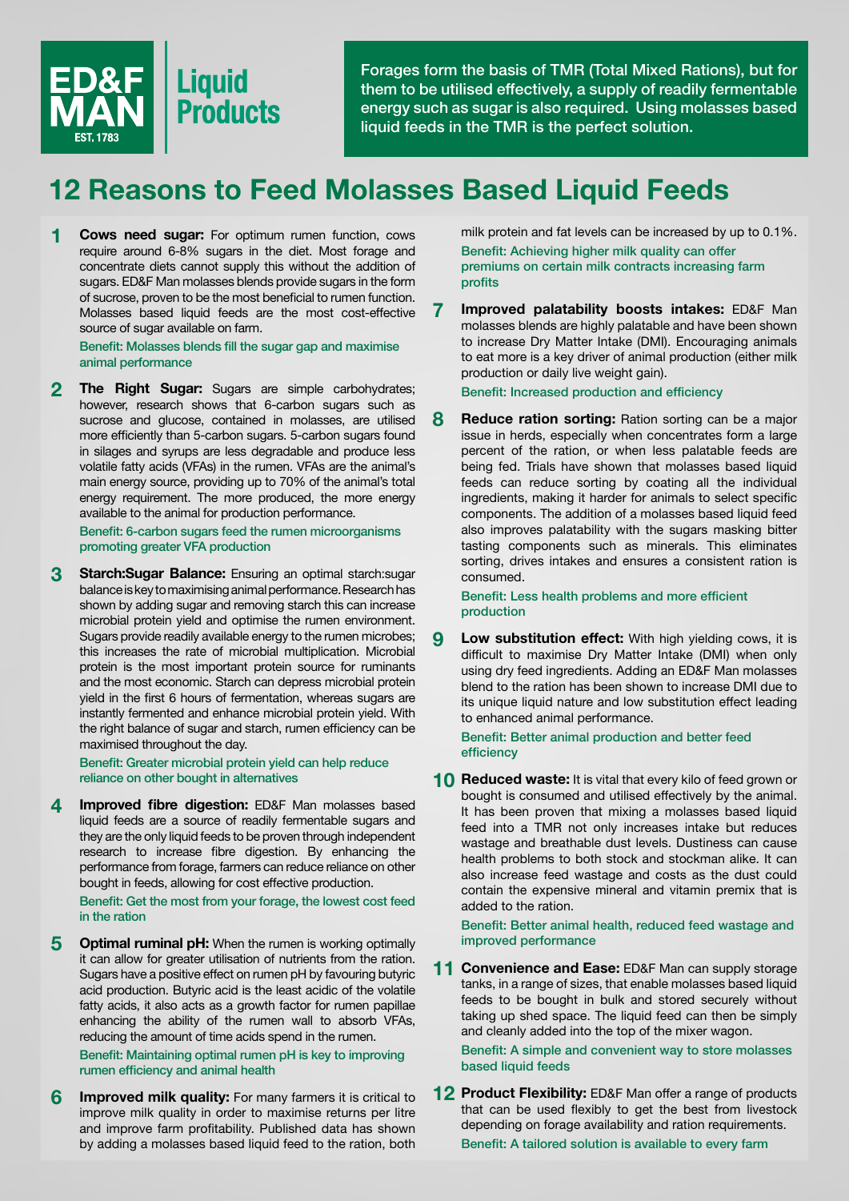ED&F MAN EST. 1783 | Liquid Products

**Forages form the basis of TMR (Total Mixed Rations), but for them to be utilised effectively, a supply of readily fermentable energy such as sugar is also required. Using molasses based liquid feeds in the TMR is the perfect solution.**

# 12 Reasons to Feed Molasses Based Liquid Feeds

**1 Cows need sugar:** For optimum rumen function, cows require around 6-8% sugars in the diet. Most forage and concentrate diets cannot supply this without the addition of sugars. ED&F Man molasses blends provide sugars in the form of sucrose, proven to be the most beneficial to rumen function. Molasses based liquid feeds are the most cost-effective source of sugar available on farm.

Benefit: Molasses blends fill the sugar gap and maximise animal performance

**2 The Right Sugar:** Sugars are simple carbohydrates; however, research shows that 6-carbon sugars such as sucrose and glucose, contained in molasses, are utilised more efficiently than 5-carbon sugars. 5-carbon sugars found in silages and syrups are less degradable and produce less volatile fatty acids (VFAs) in the rumen. VFAs are the animal's main energy source, providing up to 70% of the animal's total energy requirement. The more produced, the more energy available to the animal for production performance.

Benefit: 6-carbon sugars feed the rumen microorganisms promoting greater VFA production

**3 Starch:Sugar Balance:** Ensuring an optimal starch:sugar balance is key to maximising animal performance. Research has shown by adding sugar and removing starch this can increase microbial protein yield and optimise the rumen environment. Sugars provide readily available energy to the rumen microbes; this increases the rate of microbial multiplication. Microbial protein is the most important protein source for ruminants and the most economic. Starch can depress microbial protein yield in the first 6 hours of fermentation, whereas sugars are instantly fermented and enhance microbial protein yield. With the right balance of sugar and starch, rumen efficiency can be maximised throughout the day.

Benefit: Greater microbial protein yield can help reduce reliance on other bought in alternatives

**4 Improved fibre digestion:** ED&F Man molasses based liquid feeds are a source of readily fermentable sugars and they are the only liquid feeds to be proven through independent research to increase fibre digestion. By enhancing the performance from forage, farmers can reduce reliance on other bought in feeds, allowing for cost effective production.

Benefit: Get the most from your forage, the lowest cost feed in the ration

**5 Optimal ruminal pH:** When the rumen is working optimally it can allow for greater utilisation of nutrients from the ration. Sugars have a positive effect on rumen pH by favouring butyric acid production. Butyric acid is the least acidic of the volatile fatty acids, it also acts as a growth factor for rumen papillae enhancing the ability of the rumen wall to absorb VFAs, reducing the amount of time acids spend in the rumen.

Benefit: Maintaining optimal rumen pH is key to improving rumen efficiency and animal health

**6 Improved milk quality:** For many farmers it is critical to improve milk quality in order to maximise returns per litre and improve farm profitability. Published data has shown by adding a molasses based liquid feed to the ration, both milk protein and fat levels can be increased by up to 0.1%.

Benefit: Achieving higher milk quality can offer premiums on certain milk contracts increasing farm profits

**7 Improved palatability boosts intakes:** ED&F Man molasses blends are highly palatable and have been shown to increase Dry Matter Intake (DMI). Encouraging animals to eat more is a key driver of animal production (either milk production or daily live weight gain).

Benefit: Increased production and efficiency

**8 Reduce ration sorting:** Ration sorting can be a major issue in herds, especially when concentrates form a large percent of the ration, or when less palatable feeds are being fed. Trials have shown that molasses based liquid feeds can reduce sorting by coating all the individual ingredients, making it harder for animals to select specific components. The addition of a molasses based liquid feed also improves palatability with the sugars masking bitter tasting components such as minerals. This eliminates sorting, drives intakes and ensures a consistent ration is consumed.

Benefit: Less health problems and more efficient production

**9 Low substitution effect:** With high yielding cows, it is difficult to maximise Dry Matter Intake (DMI) when only using dry feed ingredients. Adding an ED&F Man molasses blend to the ration has been shown to increase DMI due to its unique liquid nature and low substitution effect leading to enhanced animal performance.

Benefit: Better animal production and better feed efficiency

**10 Reduced waste:** It is vital that every kilo of feed grown or bought is consumed and utilised effectively by the animal. It has been proven that mixing a molasses based liquid feed into a TMR not only increases intake but reduces wastage and breathable dust levels. Dustiness can cause health problems to both stock and stockman alike. It can also increase feed wastage and costs as the dust could contain the expensive mineral and vitamin premix that is added to the ration.

Benefit: Better animal health, reduced feed wastage and improved performance

**11 Convenience and Ease:** ED&F Man can supply storage tanks, in a range of sizes, that enable molasses based liquid feeds to be bought in bulk and stored securely without taking up shed space. The liquid feed can then be simply and cleanly added into the top of the mixer wagon.

Benefit: A simple and convenient way to store molasses based liquid feeds

**12 Product Flexibility:** ED&F Man offer a range of products that can be used flexibly to get the best from livestock depending on forage availability and ration requirements.

Benefit: A tailored solution is available to every farm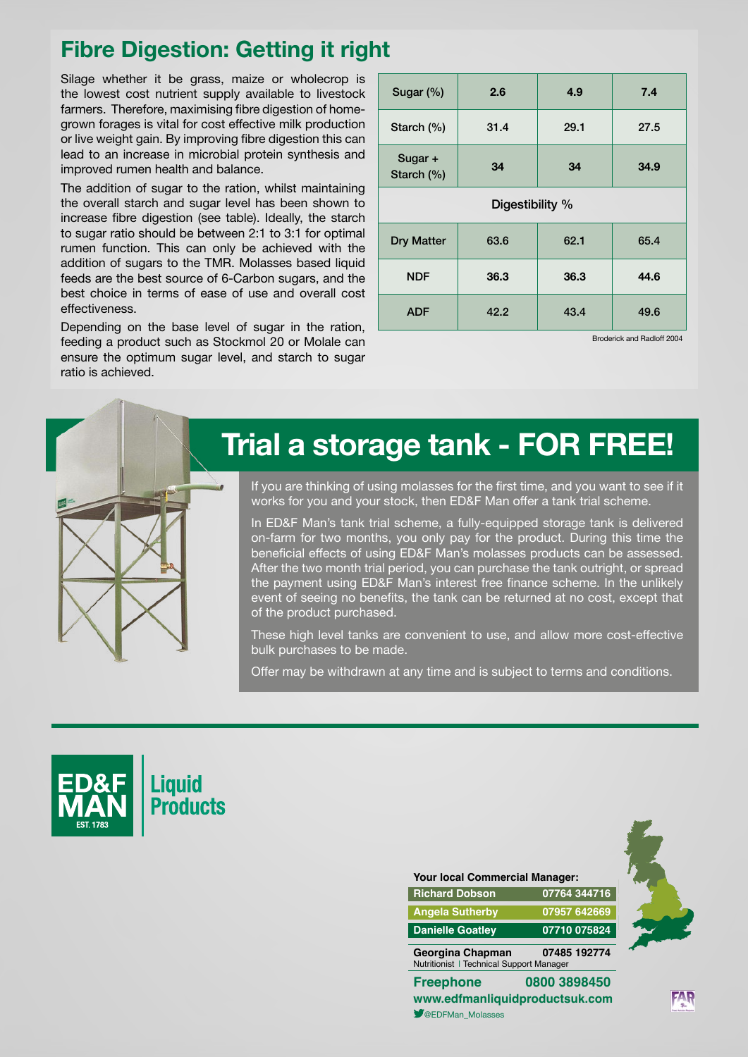## Fibre Digestion: Getting it right

Silage whether it be grass, maize or wholecrop is the lowest cost nutrient supply available to livestock farmers. Therefore, maximising fibre digestion of home-grown forages is vital for cost effective milk production or live weight gain. By improving fibre digestion this can lead to an increase in microbial protein synthesis and improved rumen health and balance.

The addition of sugar to the ration, whilst maintaining the overall starch and sugar level has been shown to increase fibre digestion (see table). Ideally, the starch to sugar ratio should be between 2:1 to 3:1 for optimal rumen function. This can only be achieved with the addition of sugars to the TMR. Molasses based liquid feeds are the best source of 6-Carbon sugars, and the best choice in terms of ease of use and overall cost effectiveness.

Depending on the base level of sugar in the ration, feeding a product such as Stockmol 20 or Molale can ensure the optimum sugar level, and starch to sugar ratio is achieved.

| | | | |
|---|---|---|---|
| Sugar (%) | **2.6** | **4.9** | **7.4** |
| Starch (%) | 31.4 | 29.1 | 27.5 |
| Sugar + Starch (%) | **34** | **34** | **34.9** |
| Digestibility % | | | |
| Dry Matter | 63.6 | 62.1 | 65.4 |
| NDF | **36.3** | **36.3** | **44.6** |
| ADF | 42.2 | 43.4 | 49.6 |

Broderick and Radloff 2004

## Trial a storage tank - FOR FREE!

If you are thinking of using molasses for the first time, and you want to see if it works for you and your stock, then ED&F Man offer a tank trial scheme.

In ED&F Man's tank trial scheme, a fully-equipped storage tank is delivered on-farm for two months, you only pay for the product. During this time the beneficial effects of using ED&F Man's molasses products can be assessed. After the two month trial period, you can purchase the tank outright, or spread the payment using ED&F Man's interest free finance scheme. In the unlikely event of seeing no benefits, the tank can be returned at no cost, except that of the product purchased.

These high level tanks are convenient to use, and allow more cost-effective bulk purchases to be made.

Offer may be withdrawn at any time and is subject to terms and conditions.

ED&F MAN EST. 1783 Liquid Products

**Your local Commercial Manager:**

| | |
|---|---|
| Richard Dobson | 07764 344716 |
| Angela Sutherby | 07957 642669 |
| Danielle Goatley | 07710 075824 |

**Georgina Chapman** 07485 192774
Nutritionist | Technical Support Manager

**Freephone 0800 3898450**
**www.edfmanliquidproductsuk.com**
@EDFMan_Molasses